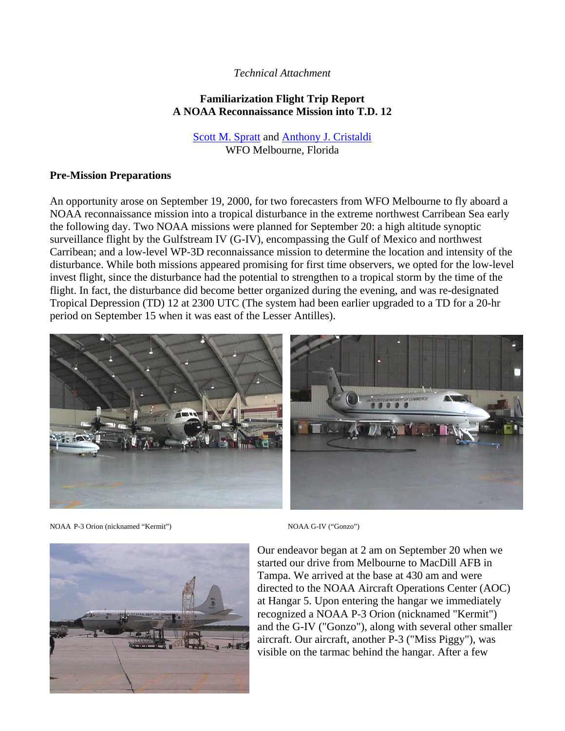*Technical Attachment*

**Familiarization Flight Trip Report**
**A NOAA Reconnaissance Mission into T.D. 12**

[Scott M. Spratt](#) and [Anthony J. Cristaldi](#)
WFO Melbourne, Florida

## Pre-Mission Preparations

An opportunity arose on September 19, 2000, for two forecasters from WFO Melbourne to fly aboard a NOAA reconnaissance mission into a tropical disturbance in the extreme northwest Carribean Sea early the following day. Two NOAA missions were planned for September 20: a high altitude synoptic surveillance flight by the Gulfstream IV (G-IV), encompassing the Gulf of Mexico and northwest Carribean; and a low-level WP-3D reconnaissance mission to determine the location and intensity of the disturbance. While both missions appeared promising for first time observers, we opted for the low-level invest flight, since the disturbance had the potential to strengthen to a tropical storm by the time of the flight. In fact, the disturbance did become better organized during the evening, and was re-designated Tropical Depression (TD) 12 at 2300 UTC (The system had been earlier upgraded to a TD for a 20-hr period on September 15 when it was east of the Lesser Antilles).

NOAA P-3 Orion (nicknamed "Kermit")

NOAA G-IV ("Gonzo")

Our endeavor began at 2 am on September 20 when we started our drive from Melbourne to MacDill AFB in Tampa. We arrived at the base at 430 am and were directed to the NOAA Aircraft Operations Center (AOC) at Hangar 5. Upon entering the hangar we immediately recognized a NOAA P-3 Orion (nicknamed "Kermit") and the G-IV ("Gonzo"), along with several other smaller aircraft. Our aircraft, another P-3 ("Miss Piggy"), was visible on the tarmac behind the hangar. After a few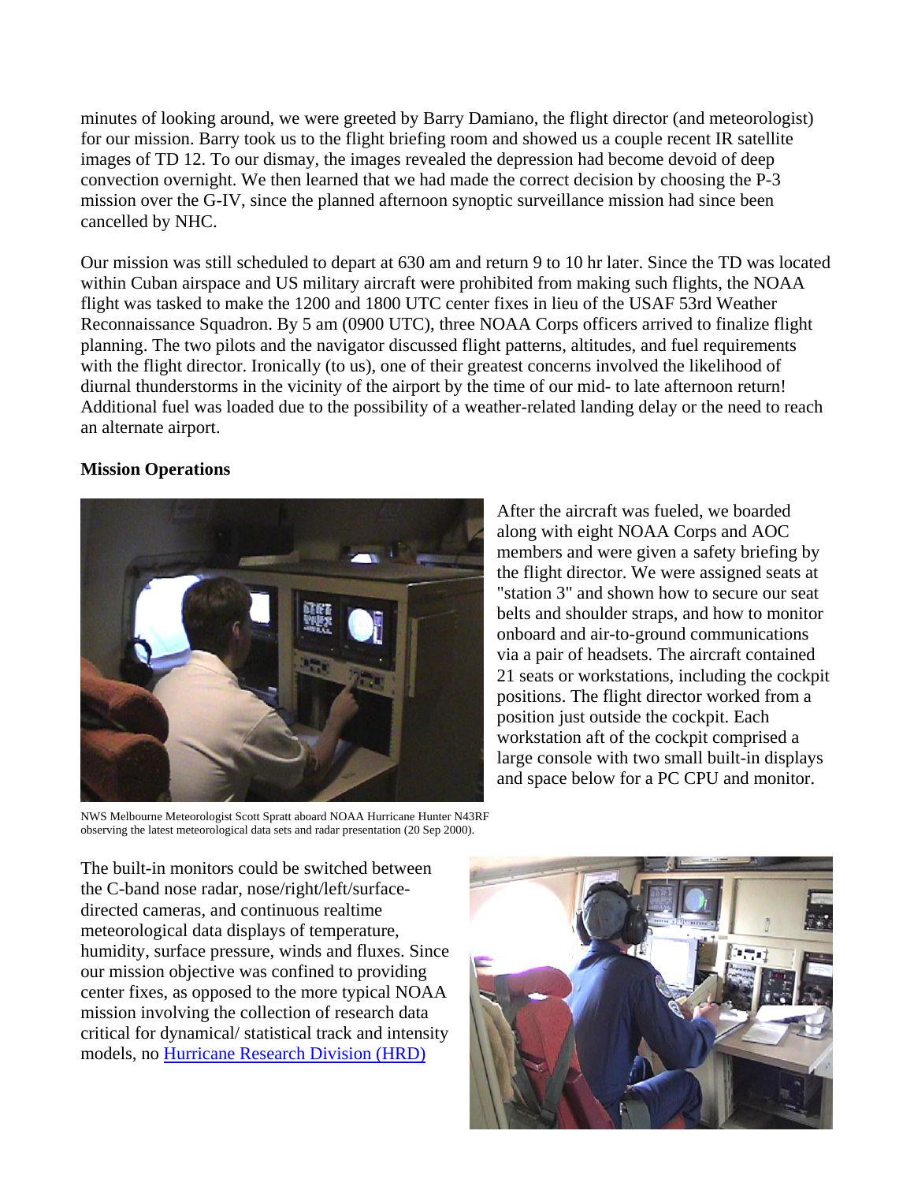minutes of looking around, we were greeted by Barry Damiano, the flight director (and meteorologist) for our mission. Barry took us to the flight briefing room and showed us a couple recent IR satellite images of TD 12. To our dismay, the images revealed the depression had become devoid of deep convection overnight. We then learned that we had made the correct decision by choosing the P-3 mission over the G-IV, since the planned afternoon synoptic surveillance mission had since been cancelled by NHC.

Our mission was still scheduled to depart at 630 am and return 9 to 10 hr later. Since the TD was located within Cuban airspace and US military aircraft were prohibited from making such flights, the NOAA flight was tasked to make the 1200 and 1800 UTC center fixes in lieu of the USAF 53rd Weather Reconnaissance Squadron. By 5 am (0900 UTC), three NOAA Corps officers arrived to finalize flight planning. The two pilots and the navigator discussed flight patterns, altitudes, and fuel requirements with the flight director. Ironically (to us), one of their greatest concerns involved the likelihood of diurnal thunderstorms in the vicinity of the airport by the time of our mid- to late afternoon return! Additional fuel was loaded due to the possibility of a weather-related landing delay or the need to reach an alternate airport.

**Mission Operations**

After the aircraft was fueled, we boarded along with eight NOAA Corps and AOC members and were given a safety briefing by the flight director. We were assigned seats at "station 3" and shown how to secure our seat belts and shoulder straps, and how to monitor onboard and air-to-ground communications via a pair of headsets. The aircraft contained 21 seats or workstations, including the cockpit positions. The flight director worked from a position just outside the cockpit. Each workstation aft of the cockpit comprised a large console with two small built-in displays and space below for a PC CPU and monitor.

NWS Melbourne Meteorologist Scott Spratt aboard NOAA Hurricane Hunter N43RF observing the latest meteorological data sets and radar presentation (20 Sep 2000).

The built-in monitors could be switched between the C-band nose radar, nose/right/left/surface-directed cameras, and continuous realtime meteorological data displays of temperature, humidity, surface pressure, winds and fluxes. Since our mission objective was confined to providing center fixes, as opposed to the more typical NOAA mission involving the collection of research data critical for dynamical/ statistical track and intensity models, no Hurricane Research Division (HRD)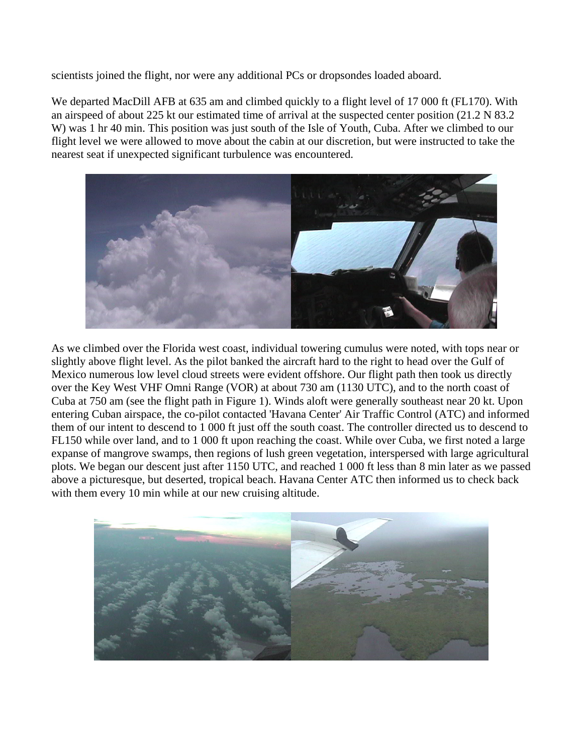scientists joined the flight, nor were any additional PCs or dropsondes loaded aboard.

We departed MacDill AFB at 635 am and climbed quickly to a flight level of 17 000 ft (FL170). With an airspeed of about 225 kt our estimated time of arrival at the suspected center position (21.2 N 83.2 W) was 1 hr 40 min. This position was just south of the Isle of Youth, Cuba. After we climbed to our flight level we were allowed to move about the cabin at our discretion, but were instructed to take the nearest seat if unexpected significant turbulence was encountered.

As we climbed over the Florida west coast, individual towering cumulus were noted, with tops near or slightly above flight level. As the pilot banked the aircraft hard to the right to head over the Gulf of Mexico numerous low level cloud streets were evident offshore. Our flight path then took us directly over the Key West VHF Omni Range (VOR) at about 730 am (1130 UTC), and to the north coast of Cuba at 750 am (see the flight path in Figure 1). Winds aloft were generally southeast near 20 kt. Upon entering Cuban airspace, the co-pilot contacted 'Havana Center' Air Traffic Control (ATC) and informed them of our intent to descend to 1 000 ft just off the south coast. The controller directed us to descend to FL150 while over land, and to 1 000 ft upon reaching the coast. While over Cuba, we first noted a large expanse of mangrove swamps, then regions of lush green vegetation, interspersed with large agricultural plots. We began our descent just after 1150 UTC, and reached 1 000 ft less than 8 min later as we passed above a picturesque, but deserted, tropical beach. Havana Center ATC then informed us to check back with them every 10 min while at our new cruising altitude.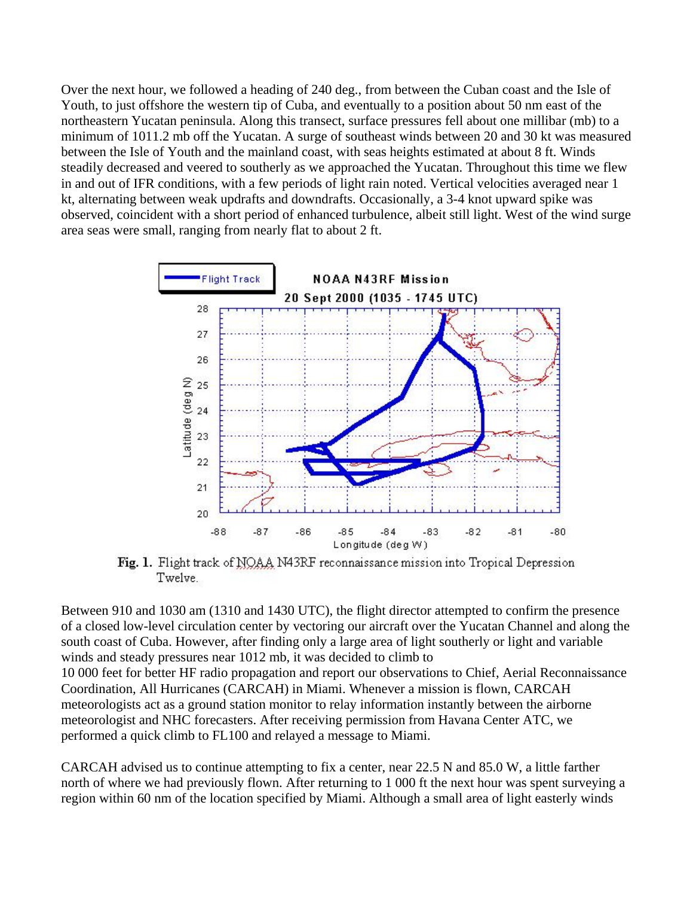Over the next hour, we followed a heading of 240 deg., from between the Cuban coast and the Isle of Youth, to just offshore the western tip of Cuba, and eventually to a position about 50 nm east of the northeastern Yucatan peninsula. Along this transect, surface pressures fell about one millibar (mb) to a minimum of 1011.2 mb off the Yucatan. A surge of southeast winds between 20 and 30 kt was measured between the Isle of Youth and the mainland coast, with seas heights estimated at about 8 ft. Winds steadily decreased and veered to southerly as we approached the Yucatan. Throughout this time we flew in and out of IFR conditions, with a few periods of light rain noted. Vertical velocities averaged near 1 kt, alternating between weak updrafts and downdrafts. Occasionally, a 3-4 knot upward spike was observed, coincident with a short period of enhanced turbulence, albeit still light. West of the wind surge area seas were small, ranging from nearly flat to about 2 ft.

**Fig. 1.** Flight track of NOAA N43RF reconnaissance mission into Tropical Depression Twelve.

Between 910 and 1030 am (1310 and 1430 UTC), the flight director attempted to confirm the presence of a closed low-level circulation center by vectoring our aircraft over the Yucatan Channel and along the south coast of Cuba. However, after finding only a large area of light southerly or light and variable winds and steady pressures near 1012 mb, it was decided to climb to 10 000 feet for better HF radio propagation and report our observations to Chief, Aerial Reconnaissance Coordination, All Hurricanes (CARCAH) in Miami. Whenever a mission is flown, CARCAH meteorologists act as a ground station monitor to relay information instantly between the airborne meteorologist and NHC forecasters. After receiving permission from Havana Center ATC, we performed a quick climb to FL100 and relayed a message to Miami.

CARCAH advised us to continue attempting to fix a center, near 22.5 N and 85.0 W, a little farther north of where we had previously flown. After returning to 1 000 ft the next hour was spent surveying a region within 60 nm of the location specified by Miami. Although a small area of light easterly winds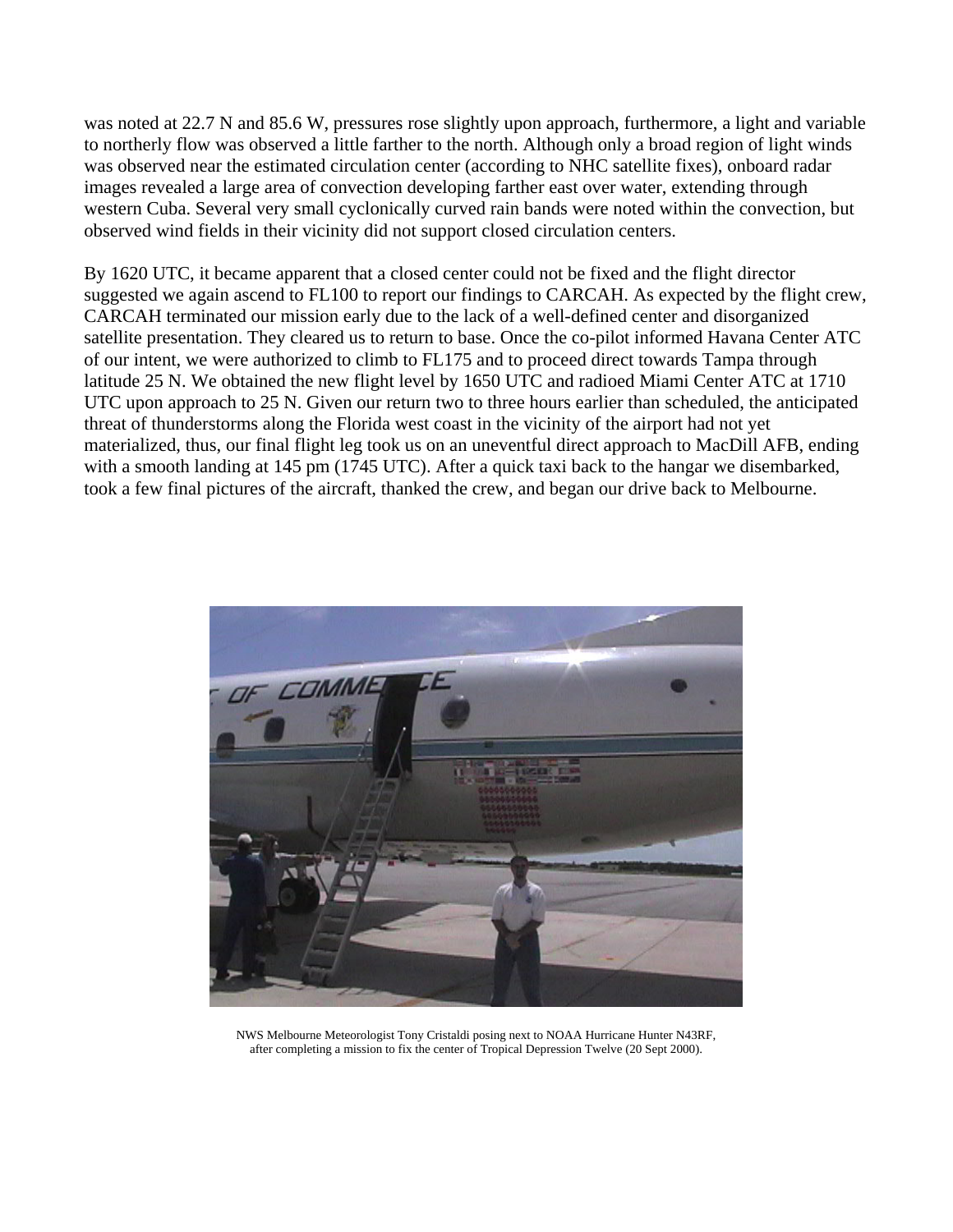was noted at 22.7 N and 85.6 W, pressures rose slightly upon approach, furthermore, a light and variable to northerly flow was observed a little farther to the north. Although only a broad region of light winds was observed near the estimated circulation center (according to NHC satellite fixes), onboard radar images revealed a large area of convection developing farther east over water, extending through western Cuba. Several very small cyclonically curved rain bands were noted within the convection, but observed wind fields in their vicinity did not support closed circulation centers.

By 1620 UTC, it became apparent that a closed center could not be fixed and the flight director suggested we again ascend to FL100 to report our findings to CARCAH. As expected by the flight crew, CARCAH terminated our mission early due to the lack of a well-defined center and disorganized satellite presentation. They cleared us to return to base. Once the co-pilot informed Havana Center ATC of our intent, we were authorized to climb to FL175 and to proceed direct towards Tampa through latitude 25 N. We obtained the new flight level by 1650 UTC and radioed Miami Center ATC at 1710 UTC upon approach to 25 N. Given our return two to three hours earlier than scheduled, the anticipated threat of thunderstorms along the Florida west coast in the vicinity of the airport had not yet materialized, thus, our final flight leg took us on an uneventful direct approach to MacDill AFB, ending with a smooth landing at 145 pm (1745 UTC). After a quick taxi back to the hangar we disembarked, took a few final pictures of the aircraft, thanked the crew, and began our drive back to Melbourne.

NWS Melbourne Meteorologist Tony Cristaldi posing next to NOAA Hurricane Hunter N43RF, after completing a mission to fix the center of Tropical Depression Twelve (20 Sept 2000).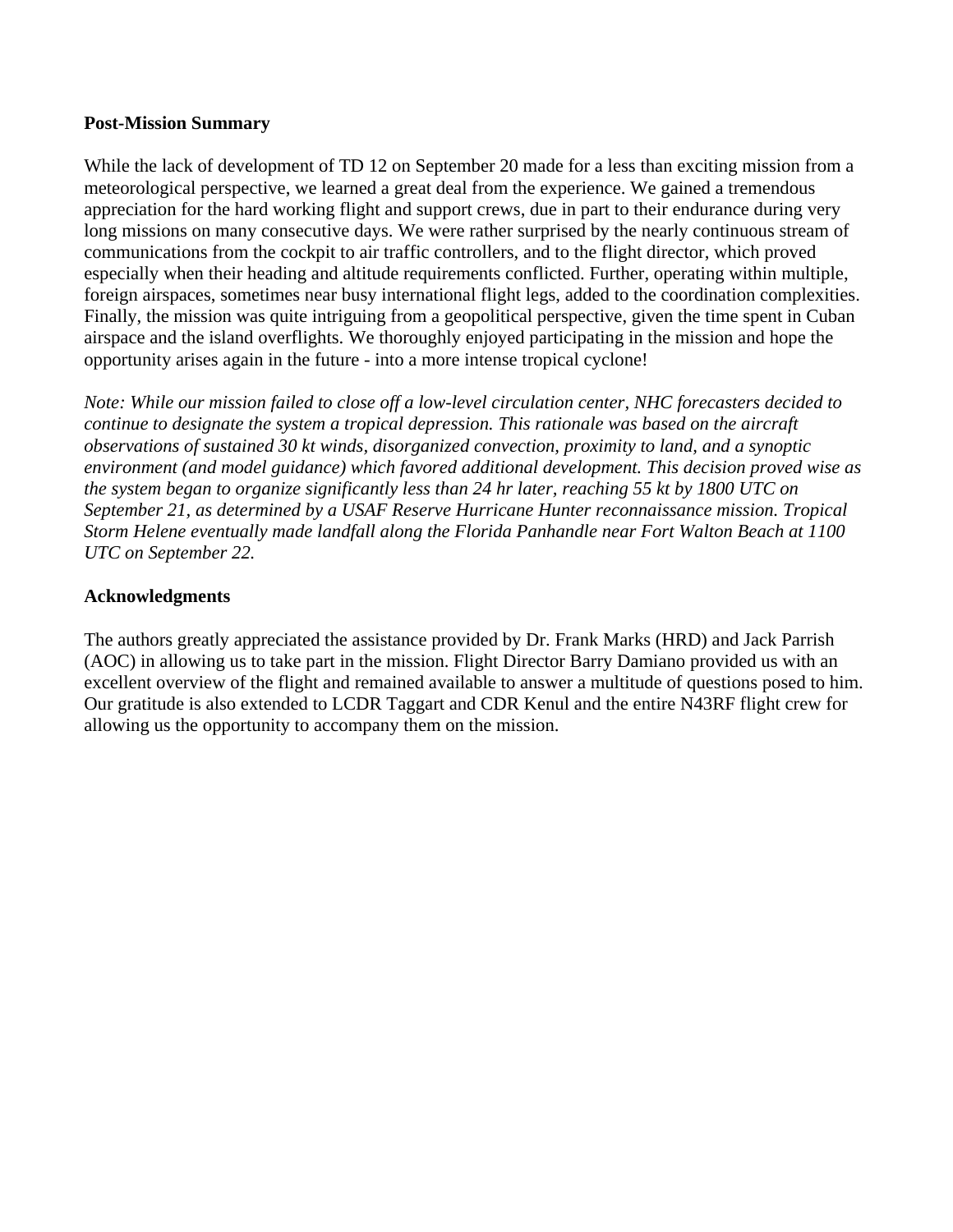**Post-Mission Summary**

While the lack of development of TD 12 on September 20 made for a less than exciting mission from a meteorological perspective, we learned a great deal from the experience. We gained a tremendous appreciation for the hard working flight and support crews, due in part to their endurance during very long missions on many consecutive days. We were rather surprised by the nearly continuous stream of communications from the cockpit to air traffic controllers, and to the flight director, which proved especially when their heading and altitude requirements conflicted. Further, operating within multiple, foreign airspaces, sometimes near busy international flight legs, added to the coordination complexities. Finally, the mission was quite intriguing from a geopolitical perspective, given the time spent in Cuban airspace and the island overflights. We thoroughly enjoyed participating in the mission and hope the opportunity arises again in the future - into a more intense tropical cyclone!

*Note: While our mission failed to close off a low-level circulation center, NHC forecasters decided to continue to designate the system a tropical depression. This rationale was based on the aircraft observations of sustained 30 kt winds, disorganized convection, proximity to land, and a synoptic environment (and model guidance) which favored additional development. This decision proved wise as the system began to organize significantly less than 24 hr later, reaching 55 kt by 1800 UTC on September 21, as determined by a USAF Reserve Hurricane Hunter reconnaissance mission. Tropical Storm Helene eventually made landfall along the Florida Panhandle near Fort Walton Beach at 1100 UTC on September 22.*

**Acknowledgments**

The authors greatly appreciated the assistance provided by Dr. Frank Marks (HRD) and Jack Parrish (AOC) in allowing us to take part in the mission. Flight Director Barry Damiano provided us with an excellent overview of the flight and remained available to answer a multitude of questions posed to him. Our gratitude is also extended to LCDR Taggart and CDR Kenul and the entire N43RF flight crew for allowing us the opportunity to accompany them on the mission.